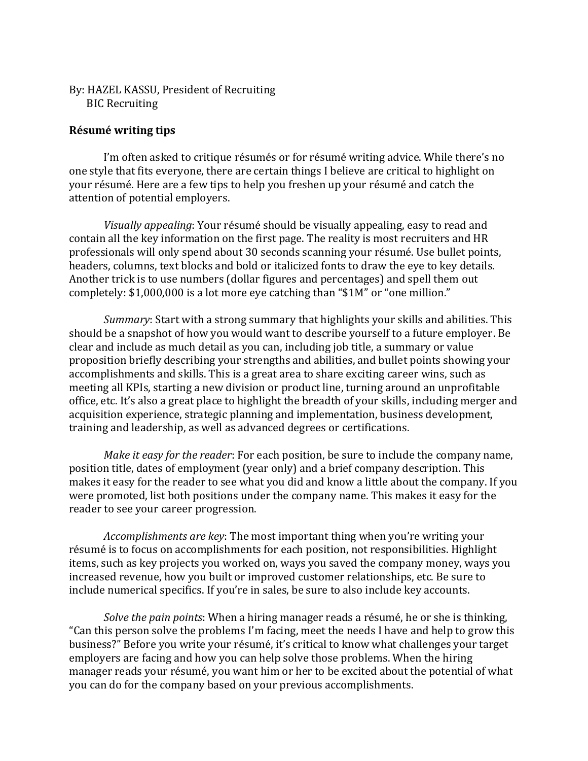By: HAZEL KASSU, President of Recruiting
BIC Recruiting

**Résumé writing tips**

I'm often asked to critique résumés or for résumé writing advice. While there's no one style that fits everyone, there are certain things I believe are critical to highlight on your résumé. Here are a few tips to help you freshen up your résumé and catch the attention of potential employers.

*Visually appealing*: Your résumé should be visually appealing, easy to read and contain all the key information on the first page. The reality is most recruiters and HR professionals will only spend about 30 seconds scanning your résumé. Use bullet points, headers, columns, text blocks and bold or italicized fonts to draw the eye to key details. Another trick is to use numbers (dollar figures and percentages) and spell them out completely: $1,000,000 is a lot more eye catching than "$1M" or "one million."

*Summary*: Start with a strong summary that highlights your skills and abilities. This should be a snapshot of how you would want to describe yourself to a future employer. Be clear and include as much detail as you can, including job title, a summary or value proposition briefly describing your strengths and abilities, and bullet points showing your accomplishments and skills. This is a great area to share exciting career wins, such as meeting all KPIs, starting a new division or product line, turning around an unprofitable office, etc. It's also a great place to highlight the breadth of your skills, including merger and acquisition experience, strategic planning and implementation, business development, training and leadership, as well as advanced degrees or certifications.

*Make it easy for the reader*: For each position, be sure to include the company name, position title, dates of employment (year only) and a brief company description. This makes it easy for the reader to see what you did and know a little about the company. If you were promoted, list both positions under the company name. This makes it easy for the reader to see your career progression.

*Accomplishments are key*: The most important thing when you're writing your résumé is to focus on accomplishments for each position, not responsibilities. Highlight items, such as key projects you worked on, ways you saved the company money, ways you increased revenue, how you built or improved customer relationships, etc. Be sure to include numerical specifics. If you're in sales, be sure to also include key accounts.

*Solve the pain points*: When a hiring manager reads a résumé, he or she is thinking, "Can this person solve the problems I'm facing, meet the needs I have and help to grow this business?" Before you write your résumé, it's critical to know what challenges your target employers are facing and how you can help solve those problems. When the hiring manager reads your résumé, you want him or her to be excited about the potential of what you can do for the company based on your previous accomplishments.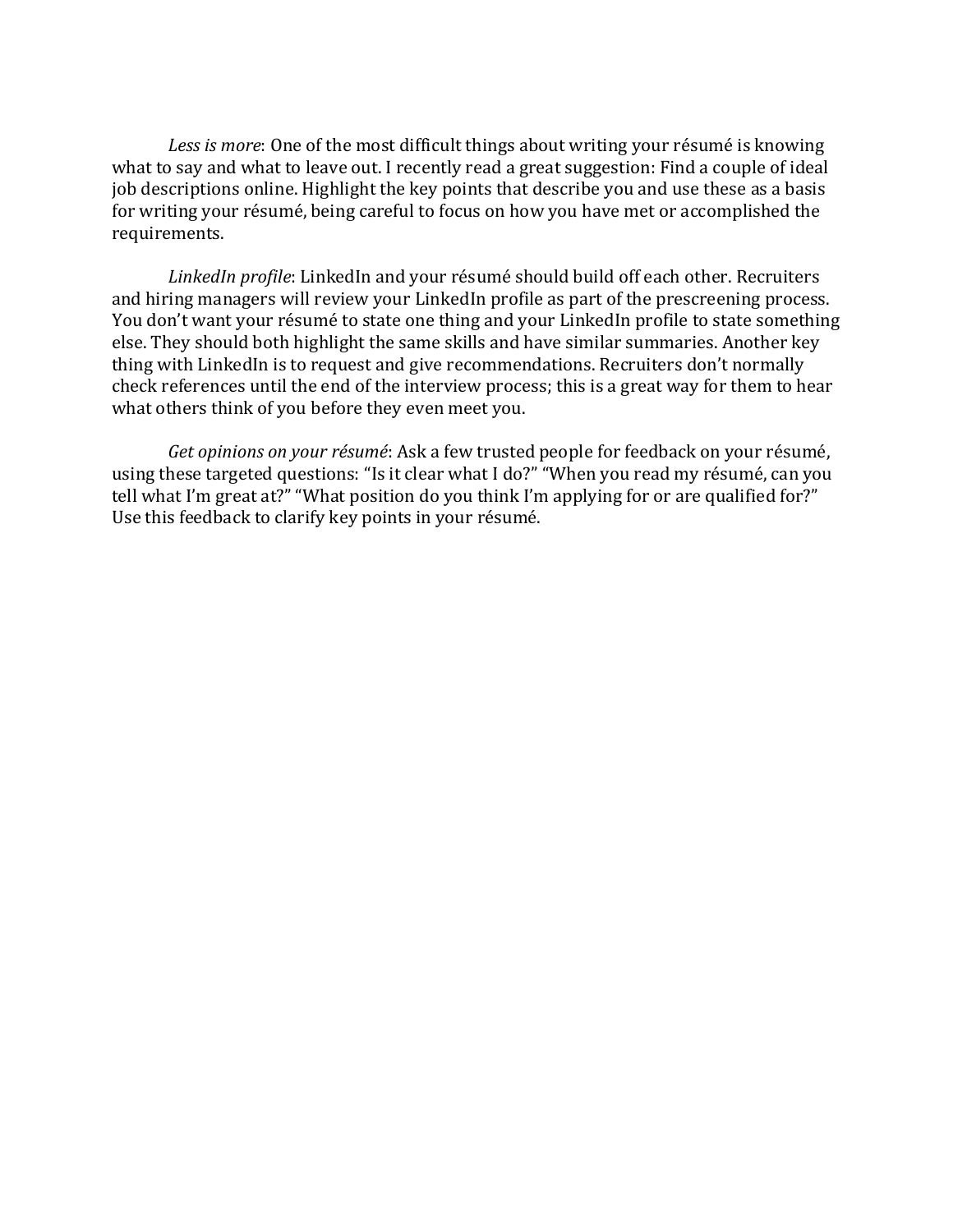*Less is more*: One of the most difficult things about writing your résumé is knowing what to say and what to leave out. I recently read a great suggestion: Find a couple of ideal job descriptions online. Highlight the key points that describe you and use these as a basis for writing your résumé, being careful to focus on how you have met or accomplished the requirements.

*LinkedIn profile*: LinkedIn and your résumé should build off each other. Recruiters and hiring managers will review your LinkedIn profile as part of the prescreening process. You don't want your résumé to state one thing and your LinkedIn profile to state something else. They should both highlight the same skills and have similar summaries. Another key thing with LinkedIn is to request and give recommendations. Recruiters don't normally check references until the end of the interview process; this is a great way for them to hear what others think of you before they even meet you.

*Get opinions on your résumé*: Ask a few trusted people for feedback on your résumé, using these targeted questions: "Is it clear what I do?" "When you read my résumé, can you tell what I'm great at?" "What position do you think I'm applying for or are qualified for?" Use this feedback to clarify key points in your résumé.